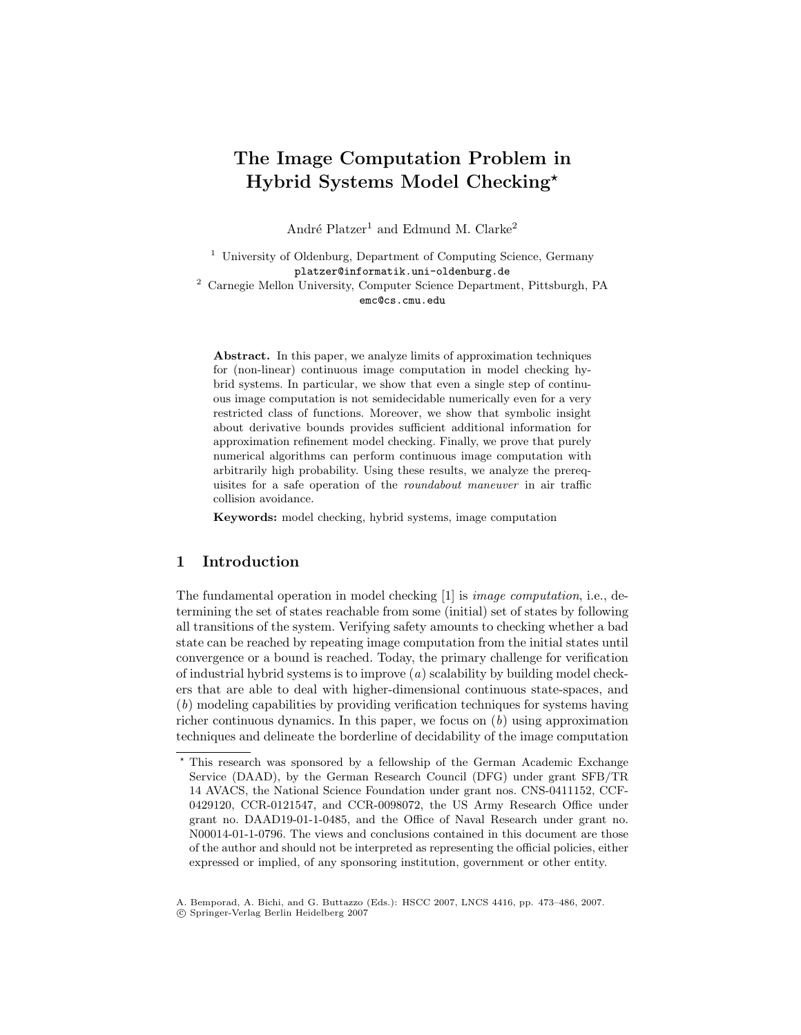# The Image Computation Problem in Hybrid Systems Model Checking*

André Platzer[1] and Edmund M. Clarke[2]

[1] University of Oldenburg, Department of Computing Science, Germany
platzer@informatik.uni-oldenburg.de

[2] Carnegie Mellon University, Computer Science Department, Pittsburgh, PA
emc@cs.cmu.edu

**Abstract.** In this paper, we analyze limits of approximation techniques for (non-linear) continuous image computation in model checking hybrid systems. In particular, we show that even a single step of continuous image computation is not semidecidable numerically even for a very restricted class of functions. Moreover, we show that symbolic insight about derivative bounds provides sufficient additional information for approximation refinement model checking. Finally, we prove that purely numerical algorithms can perform continuous image computation with arbitrarily high probability. Using these results, we analyze the prerequisites for a safe operation of the *roundabout maneuver* in air traffic collision avoidance.

**Keywords:** model checking, hybrid systems, image computation

## 1 Introduction

The fundamental operation in model checking [1] is *image computation*, i.e., determining the set of states reachable from some (initial) set of states by following all transitions of the system. Verifying safety amounts to checking whether a bad state can be reached by repeating image computation from the initial states until convergence or a bound is reached. Today, the primary challenge for verification of industrial hybrid systems is to improve (*a*) scalability by building model checkers that are able to deal with higher-dimensional continuous state-spaces, and (*b*) modeling capabilities by providing verification techniques for systems having richer continuous dynamics. In this paper, we focus on (*b*) using approximation techniques and delineate the borderline of decidability of the image computation

* This research was sponsored by a fellowship of the German Academic Exchange Service (DAAD), by the German Research Council (DFG) under grant SFB/TR 14 AVACS, the National Science Foundation under grant nos. CNS-0411152, CCF-0429120, CCR-0121547, and CCR-0098072, the US Army Research Office under grant no. DAAD19-01-1-0485, and the Office of Naval Research under grant no. N00014-01-1-0796. The views and conclusions contained in this document are those of the author and should not be interpreted as representing the official policies, either expressed or implied, of any sponsoring institution, government or other entity.

A. Bemporad, A. Bichi, and G. Buttazzo (Eds.): HSCC 2007, LNCS 4416, pp. 473–486, 2007.
© Springer-Verlag Berlin Heidelberg 2007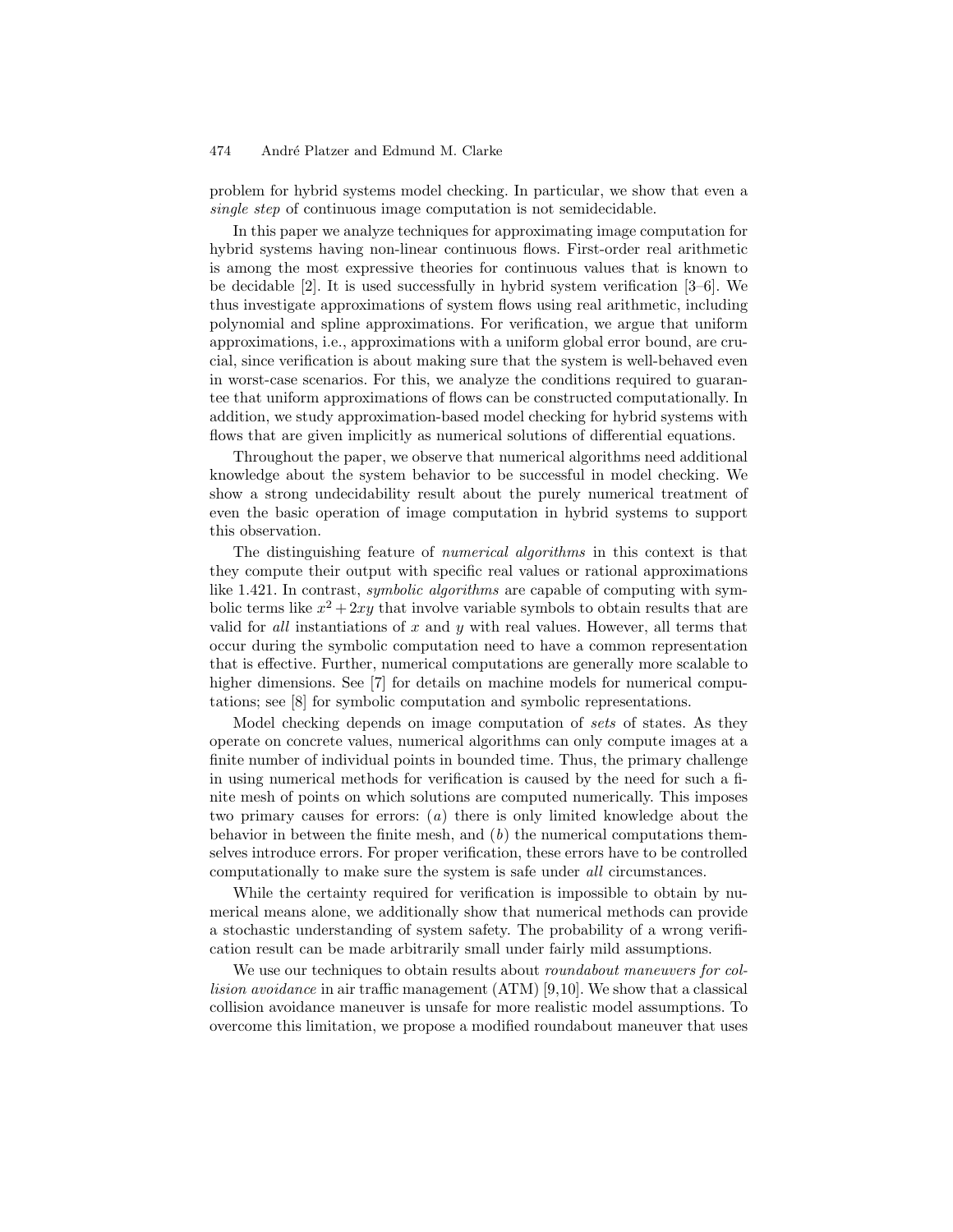problem for hybrid systems model checking. In particular, we show that even a *single step* of continuous image computation is not semidecidable.

In this paper we analyze techniques for approximating image computation for hybrid systems having non-linear continuous flows. First-order real arithmetic is among the most expressive theories for continuous values that is known to be decidable [2]. It is used successfully in hybrid system verification [3–6]. We thus investigate approximations of system flows using real arithmetic, including polynomial and spline approximations. For verification, we argue that uniform approximations, i.e., approximations with a uniform global error bound, are crucial, since verification is about making sure that the system is well-behaved even in worst-case scenarios. For this, we analyze the conditions required to guarantee that uniform approximations of flows can be constructed computationally. In addition, we study approximation-based model checking for hybrid systems with flows that are given implicitly as numerical solutions of differential equations.

Throughout the paper, we observe that numerical algorithms need additional knowledge about the system behavior to be successful in model checking. We show a strong undecidability result about the purely numerical treatment of even the basic operation of image computation in hybrid systems to support this observation.

The distinguishing feature of *numerical algorithms* in this context is that they compute their output with specific real values or rational approximations like 1.421. In contrast, *symbolic algorithms* are capable of computing with symbolic terms like $x^2 + 2xy$ that involve variable symbols to obtain results that are valid for *all* instantiations of $x$ and $y$ with real values. However, all terms that occur during the symbolic computation need to have a common representation that is effective. Further, numerical computations are generally more scalable to higher dimensions. See [7] for details on machine models for numerical computations; see [8] for symbolic computation and symbolic representations.

Model checking depends on image computation of *sets* of states. As they operate on concrete values, numerical algorithms can only compute images at a finite number of individual points in bounded time. Thus, the primary challenge in using numerical methods for verification is caused by the need for such a finite mesh of points on which solutions are computed numerically. This imposes two primary causes for errors: ($a$) there is only limited knowledge about the behavior in between the finite mesh, and ($b$) the numerical computations themselves introduce errors. For proper verification, these errors have to be controlled computationally to make sure the system is safe under *all* circumstances.

While the certainty required for verification is impossible to obtain by numerical means alone, we additionally show that numerical methods can provide a stochastic understanding of system safety. The probability of a wrong verification result can be made arbitrarily small under fairly mild assumptions.

We use our techniques to obtain results about *roundabout maneuvers for collision avoidance* in air traffic management (ATM) [9,10]. We show that a classical collision avoidance maneuver is unsafe for more realistic model assumptions. To overcome this limitation, we propose a modified roundabout maneuver that uses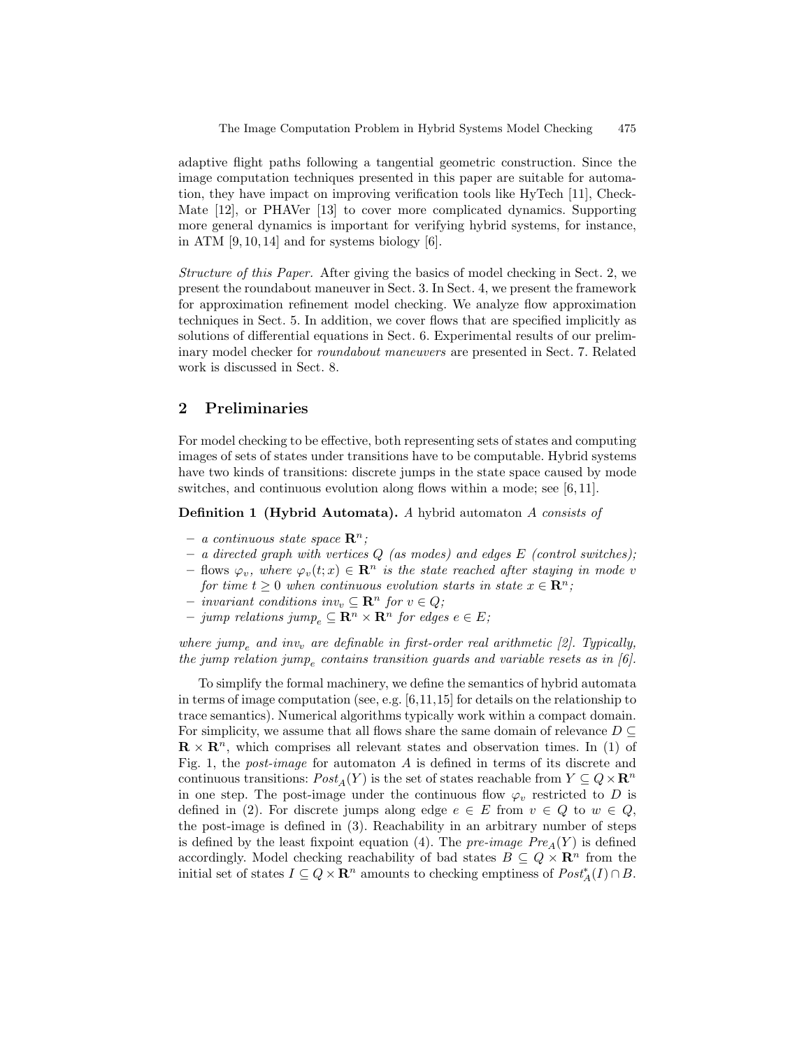adaptive flight paths following a tangential geometric construction. Since the image computation techniques presented in this paper are suitable for automation, they have impact on improving verification tools like HyTech [11], CheckMate [12], or PHAVer [13] to cover more complicated dynamics. Supporting more general dynamics is important for verifying hybrid systems, for instance, in ATM [9,10,14] and for systems biology [6].

*Structure of this Paper.* After giving the basics of model checking in Sect. 2, we present the roundabout maneuver in Sect. 3. In Sect. 4, we present the framework for approximation refinement model checking. We analyze flow approximation techniques in Sect. 5. In addition, we cover flows that are specified implicitly as solutions of differential equations in Sect. 6. Experimental results of our preliminary model checker for *roundabout maneuvers* are presented in Sect. 7. Related work is discussed in Sect. 8.

## 2 Preliminaries

For model checking to be effective, both representing sets of states and computing images of sets of states under transitions have to be computable. Hybrid systems have two kinds of transitions: discrete jumps in the state space caused by mode switches, and continuous evolution along flows within a mode; see [6,11].

**Definition 1 (Hybrid Automata).** *A hybrid automaton $A$ consists of*

- *a continuous state space $\mathbf{R}^n$;*
- *a directed graph with vertices $Q$ (as modes) and edges $E$ (control switches);*
- flows *$\varphi_v$, where $\varphi_v(t;x) \in \mathbf{R}^n$ is the state reached after staying in mode $v$ for time $t \geq 0$ when continuous evolution starts in state $x \in \mathbf{R}^n$;*
- *invariant conditions $inv_v \subseteq \mathbf{R}^n$ for $v \in Q$;*
- *jump relations $jump_e \subseteq \mathbf{R}^n \times \mathbf{R}^n$ for edges $e \in E$;*

*where $jump_e$ and $inv_v$ are definable in first-order real arithmetic [2]. Typically, the jump relation $jump_e$ contains transition guards and variable resets as in [6].*

To simplify the formal machinery, we define the semantics of hybrid automata in terms of image computation (see, e.g. [6,11,15] for details on the relationship to trace semantics). Numerical algorithms typically work within a compact domain. For simplicity, we assume that all flows share the same domain of relevance $D \subseteq \mathbf{R} \times \mathbf{R}^n$, which comprises all relevant states and observation times. In (1) of Fig. 1, the *post-image* for automaton $A$ is defined in terms of its discrete and continuous transitions: $Post_A(Y)$ is the set of states reachable from $Y \subseteq Q \times \mathbf{R}^n$ in one step. The post-image under the continuous flow $\varphi_v$ restricted to $D$ is defined in (2). For discrete jumps along edge $e \in E$ from $v \in Q$ to $w \in Q$, the post-image is defined in (3). Reachability in an arbitrary number of steps is defined by the least fixpoint equation (4). The *pre-image* $Pre_A(Y)$ is defined accordingly. Model checking reachability of bad states $B \subseteq Q \times \mathbf{R}^n$ from the initial set of states $I \subseteq Q \times \mathbf{R}^n$ amounts to checking emptiness of $Post_A^*(I) \cap B$.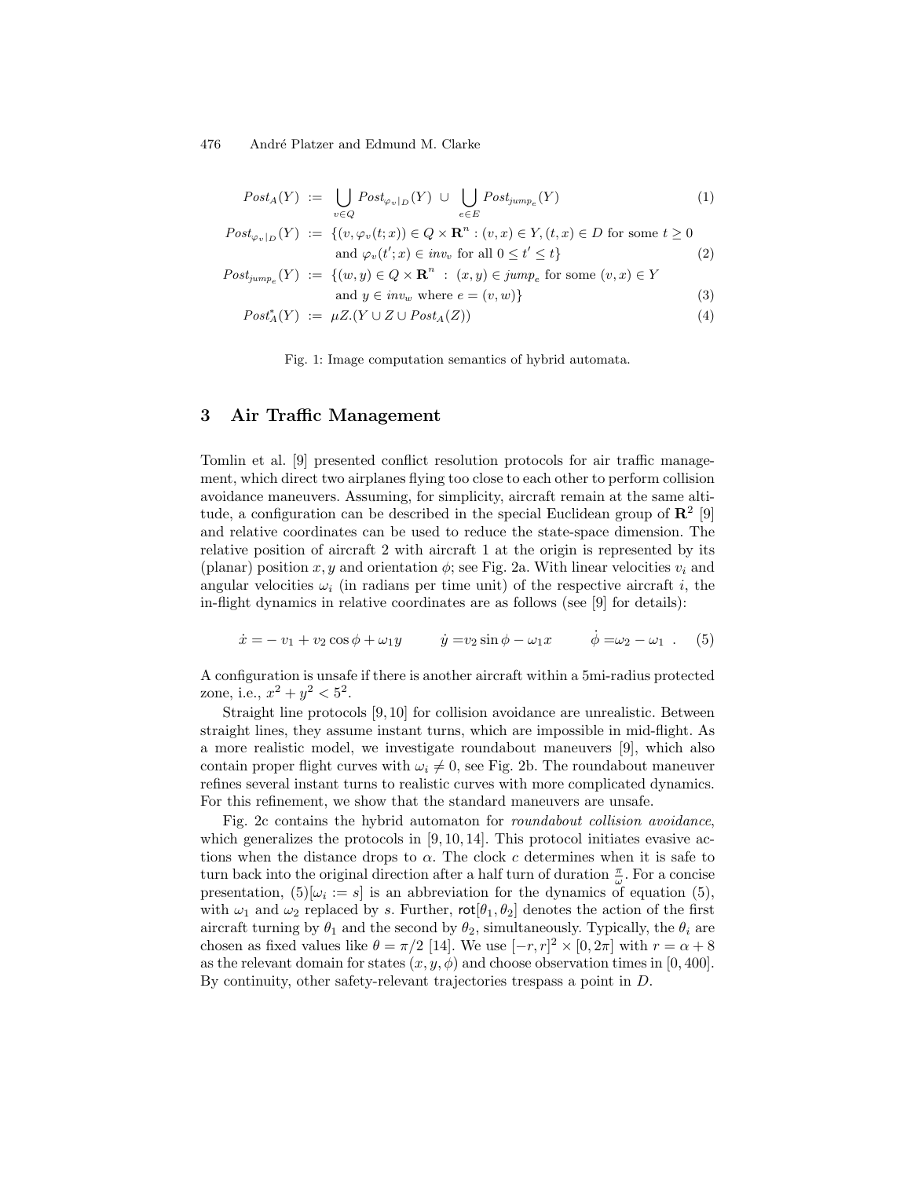$$
\begin{aligned}
Post_A(Y) &:= \bigcup_{v\in Q} Post_{\varphi_v|_D}(Y) \;\cup\; \bigcup_{e\in E} Post_{jump_e}(Y) && (1)\\
Post_{\varphi_v|_D}(Y) &:= \{(v, \varphi_v(t;x)) \in Q \times \mathbf{R}^n : (v,x) \in Y, (t,x) \in D \text{ for some } t \geq 0 \\
&\qquad \text{and } \varphi_v(t';x) \in inv_v \text{ for all } 0 \leq t' \leq t\} && (2)\\
Post_{jump_e}(Y) &:= \{(w,y) \in Q \times \mathbf{R}^n \;:\; (x,y) \in jump_e \text{ for some } (v,x) \in Y \\
&\qquad \text{and } y \in inv_w \text{ where } e = (v,w)\} && (3)\\
Post^*_A(Y) &:= \mu Z.(Y \cup Z \cup Post_A(Z)) && (4)
\end{aligned}
$$

Fig. 1: Image computation semantics of hybrid automata.

## 3 Air Traffic Management

Tomlin et al. [9] presented conflict resolution protocols for air traffic management, which direct two airplanes flying too close to each other to perform collision avoidance maneuvers. Assuming, for simplicity, aircraft remain at the same altitude, a configuration can be described in the special Euclidean group of $\mathbf{R}^2$ [9] and relative coordinates can be used to reduce the state-space dimension. The relative position of aircraft 2 with aircraft 1 at the origin is represented by its (planar) position $x, y$ and orientation $\phi$; see Fig. 2a. With linear velocities $v_i$ and angular velocities $\omega_i$ (in radians per time unit) of the respective aircraft $i$, the in-flight dynamics in relative coordinates are as follows (see [9] for details):

$$
\dot{x} = -v_1 + v_2 \cos\phi + \omega_1 y \qquad \dot{y} = v_2 \sin\phi - \omega_1 x \qquad \dot{\phi} = \omega_2 - \omega_1 \;. \quad (5)
$$

A configuration is unsafe if there is another aircraft within a 5mi-radius protected zone, i.e., $x^2 + y^2 < 5^2$.

Straight line protocols [9, 10] for collision avoidance are unrealistic. Between straight lines, they assume instant turns, which are impossible in mid-flight. As a more realistic model, we investigate roundabout maneuvers [9], which also contain proper flight curves with $\omega_i \neq 0$, see Fig. 2b. The roundabout maneuver refines several instant turns to realistic curves with more complicated dynamics. For this refinement, we show that the standard maneuvers are unsafe.

Fig. 2c contains the hybrid automaton for *roundabout collision avoidance*, which generalizes the protocols in [9, 10, 14]. This protocol initiates evasive actions when the distance drops to $\alpha$. The clock $c$ determines when it is safe to turn back into the original direction after a half turn of duration $\frac{\pi}{\omega}$. For a concise presentation, $(5)[\omega_i := s]$ is an abbreviation for the dynamics of equation (5), with $\omega_1$ and $\omega_2$ replaced by $s$. Further, $\mathsf{rot}[\theta_1, \theta_2]$ denotes the action of the first aircraft turning by $\theta_1$ and the second by $\theta_2$, simultaneously. Typically, the $\theta_i$ are chosen as fixed values like $\theta = \pi/2$ [14]. We use $[-r, r]^2 \times [0, 2\pi]$ with $r = \alpha + 8$ as the relevant domain for states $(x, y, \phi)$ and choose observation times in $[0, 400]$. By continuity, other safety-relevant trajectories trespass a point in $D$.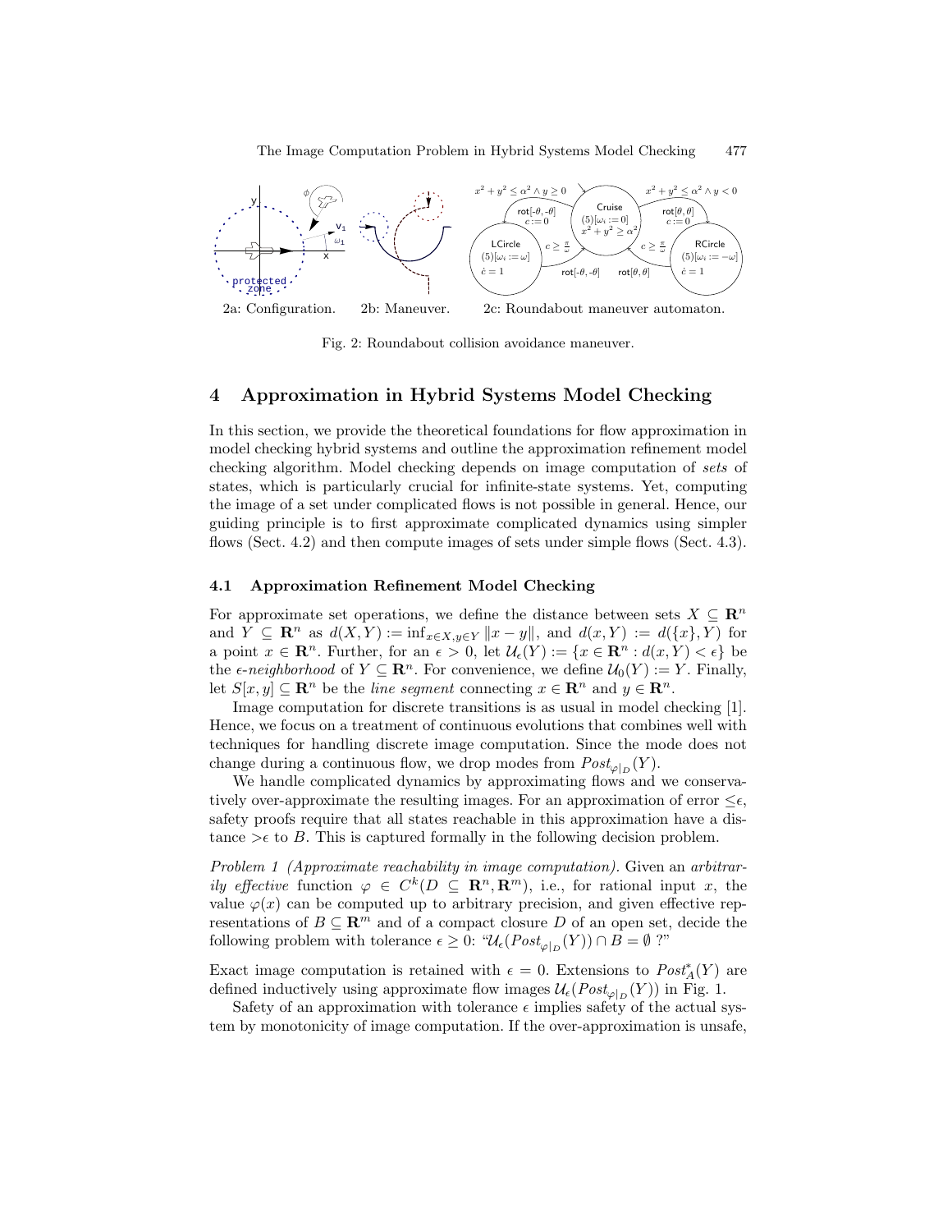2a: Configuration. 2b: Maneuver. 2c: Roundabout maneuver automaton.

Fig. 2: Roundabout collision avoidance maneuver.

## 4 Approximation in Hybrid Systems Model Checking

In this section, we provide the theoretical foundations for flow approximation in model checking hybrid systems and outline the approximation refinement model checking algorithm. Model checking depends on image computation of *sets* of states, which is particularly crucial for infinite-state systems. Yet, computing the image of a set under complicated flows is not possible in general. Hence, our guiding principle is to first approximate complicated dynamics using simpler flows (Sect. 4.2) and then compute images of sets under simple flows (Sect. 4.3).

### 4.1 Approximation Refinement Model Checking

For approximate set operations, we define the distance between sets $X \subseteq \mathbf{R}^n$ and $Y \subseteq \mathbf{R}^n$ as $d(X,Y) := \inf_{x \in X, y \in Y} \|x - y\|$, and $d(x,Y) := d(\{x\},Y)$ for a point $x \in \mathbf{R}^n$. Further, for an $\epsilon > 0$, let $\mathcal{U}_\epsilon(Y) := \{x \in \mathbf{R}^n : d(x,Y) < \epsilon\}$ be the *$\epsilon$-neighborhood* of $Y \subseteq \mathbf{R}^n$. For convenience, we define $\mathcal{U}_0(Y) := Y$. Finally, let $S[x,y] \subseteq \mathbf{R}^n$ be the *line segment* connecting $x \in \mathbf{R}^n$ and $y \in \mathbf{R}^n$.

Image computation for discrete transitions is as usual in model checking [1]. Hence, we focus on a treatment of continuous evolutions that combines well with techniques for handling discrete image computation. Since the mode does not change during a continuous flow, we drop modes from $Post_{\varphi|_D}(Y)$.

We handle complicated dynamics by approximating flows and we conservatively over-approximate the resulting images. For an approximation of error $\leq\epsilon$, safety proofs require that all states reachable in this approximation have a distance $>\epsilon$ to $B$. This is captured formally in the following decision problem.

*Problem 1 (Approximate reachability in image computation).* Given an *arbitrarily effective* function $\varphi \in C^k(D \subseteq \mathbf{R}^n, \mathbf{R}^m)$, i.e., for rational input $x$, the value $\varphi(x)$ can be computed up to arbitrary precision, and given effective representations of $B \subseteq \mathbf{R}^m$ and of a compact closure $D$ of an open set, decide the following problem with tolerance $\epsilon \geq 0$: "$\mathcal{U}_\epsilon(Post_{\varphi|_D}(Y)) \cap B = \emptyset$ ?"

Exact image computation is retained with $\epsilon = 0$. Extensions to $Post^*_A(Y)$ are defined inductively using approximate flow images $\mathcal{U}_\epsilon(Post_{\varphi|_D}(Y))$ in Fig. 1.

Safety of an approximation with tolerance $\epsilon$ implies safety of the actual system by monotonicity of image computation. If the over-approximation is unsafe,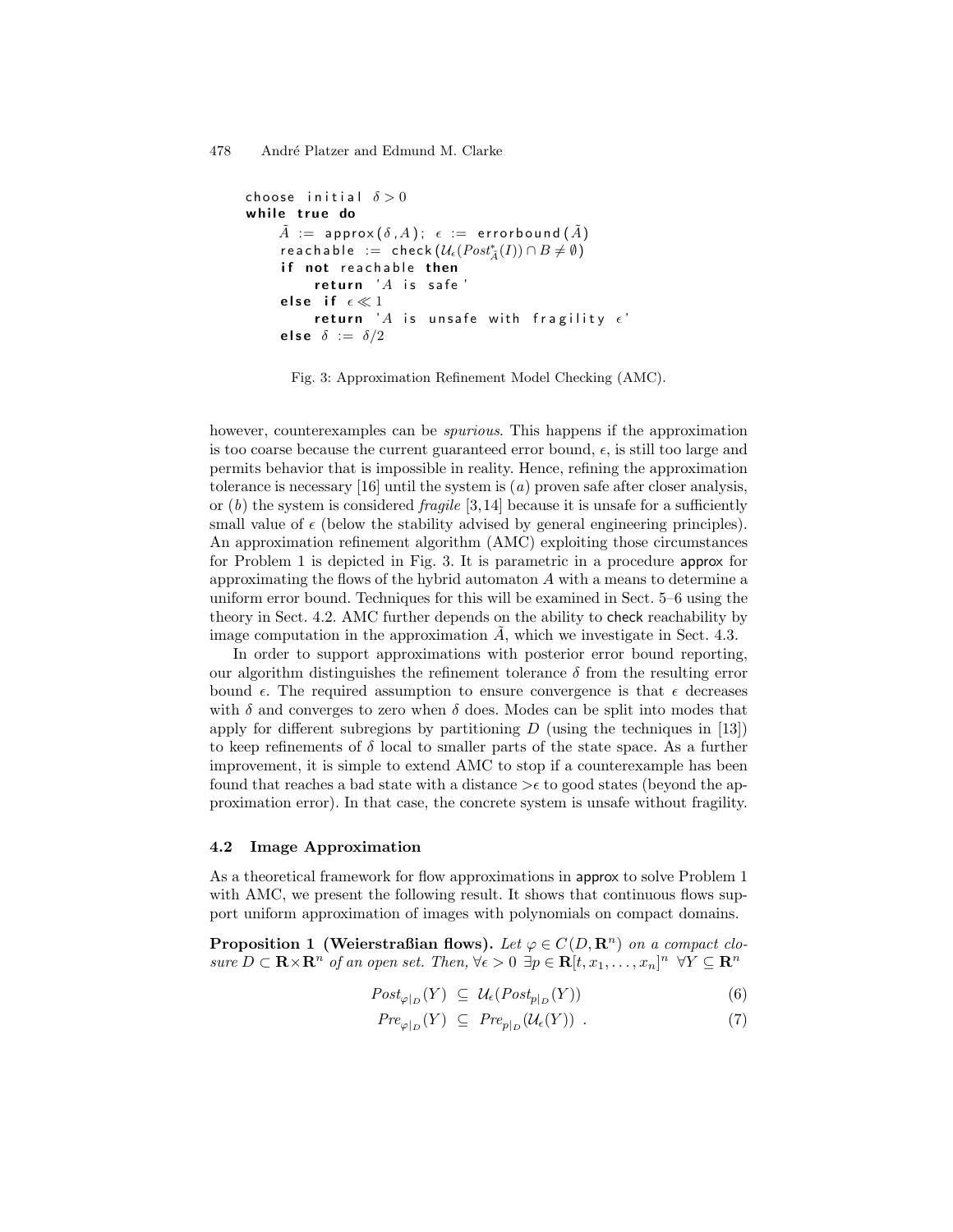```
choose initial δ > 0
while true do
    Ã := approx(δ, A); ε := errorbound(Ã)
    reachable := check(U_ε(Post*_Ã(I)) ∩ B ≠ ∅)
    if not reachable then
        return 'A is safe'
    else if ε ≪ 1
        return 'A is unsafe with fragility ε'
    else δ := δ/2
```

Fig. 3: Approximation Refinement Model Checking (AMC).

however, counterexamples can be *spurious*. This happens if the approximation is too coarse because the current guaranteed error bound, $\epsilon$, is still too large and permits behavior that is impossible in reality. Hence, refining the approximation tolerance is necessary [16] until the system is $(a)$ proven safe after closer analysis, or $(b)$ the system is considered *fragile* [3,14] because it is unsafe for a sufficiently small value of $\epsilon$ (below the stability advised by general engineering principles). An approximation refinement algorithm (AMC) exploiting those circumstances for Problem 1 is depicted in Fig. 3. It is parametric in a procedure approx for approximating the flows of the hybrid automaton $A$ with a means to determine a uniform error bound. Techniques for this will be examined in Sect. 5–6 using the theory in Sect. 4.2. AMC further depends on the ability to check reachability by image computation in the approximation $\tilde{A}$, which we investigate in Sect. 4.3.

In order to support approximations with posterior error bound reporting, our algorithm distinguishes the refinement tolerance $\delta$ from the resulting error bound $\epsilon$. The required assumption to ensure convergence is that $\epsilon$ decreases with $\delta$ and converges to zero when $\delta$ does. Modes can be split into modes that apply for different subregions by partitioning $D$ (using the techniques in [13]) to keep refinements of $\delta$ local to smaller parts of the state space. As a further improvement, it is simple to extend AMC to stop if a counterexample has been found that reaches a bad state with a distance $>\epsilon$ to good states (beyond the approximation error). In that case, the concrete system is unsafe without fragility.

### 4.2 Image Approximation

As a theoretical framework for flow approximations in approx to solve Problem 1 with AMC, we present the following result. It shows that continuous flows support uniform approximation of images with polynomials on compact domains.

**Proposition 1 (Weierstraßian flows).** *Let $\varphi \in C(D, \mathbf{R}^n)$ on a compact closure $D \subset \mathbf{R} \times \mathbf{R}^n$ of an open set. Then, $\forall \epsilon > 0 \ \exists p \in \mathbf{R}[t, x_1, \ldots, x_n]^n \ \forall Y \subseteq \mathbf{R}^n$*

$$Post_{\varphi|_D}(Y) \subseteq \mathcal{U}_\epsilon(Post_{p|_D}(Y)) \tag{6}$$

$$Pre_{\varphi|_D}(Y) \subseteq Pre_{p|_D}(\mathcal{U}_\epsilon(Y)) \ . \tag{7}$$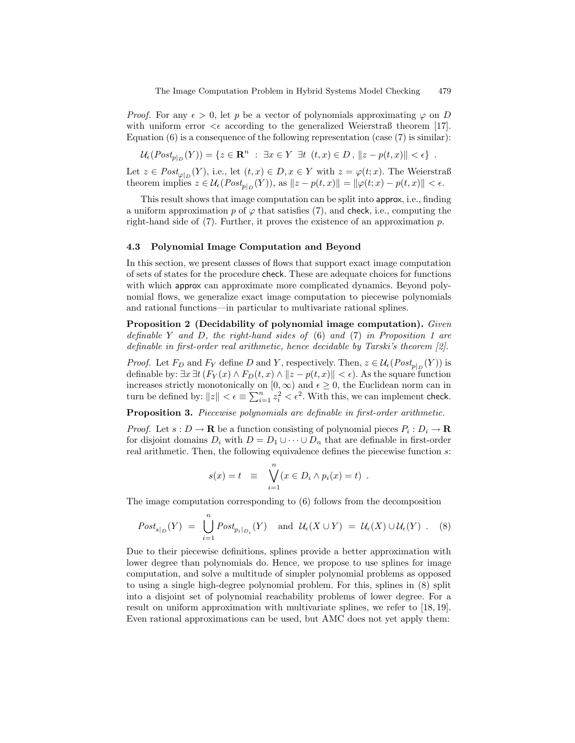*Proof.* For any $\epsilon > 0$, let $p$ be a vector of polynomials approximating $\varphi$ on $D$ with uniform error $<\epsilon$ according to the generalized Weierstraß theorem [17]. Equation (6) is a consequence of the following representation (case (7) is similar):

$$\mathcal{U}_\epsilon(Post_{p|_D}(Y)) = \{z \in \mathbf{R}^n \ : \ \exists x \in Y \ \exists t \ (t,x) \in D \, , \, \|z - p(t,x)\| < \epsilon\} \ .$$

Let $z \in Post_{\varphi|_D}(Y)$, i.e., let $(t,x) \in D, x \in Y$ with $z = \varphi(t;x)$. The Weierstraß theorem implies $z \in \mathcal{U}_\epsilon(Post_{p|_D}(Y))$, as $\|z - p(t,x)\| = \|\varphi(t;x) - p(t,x)\| < \epsilon$.

This result shows that image computation can be split into approx, i.e., finding a uniform approximation $p$ of $\varphi$ that satisfies (7), and check, i.e., computing the right-hand side of (7). Further, it proves the existence of an approximation $p$.

### 4.3 Polynomial Image Computation and Beyond

In this section, we present classes of flows that support exact image computation of sets of states for the procedure check. These are adequate choices for functions with which approx can approximate more complicated dynamics. Beyond polynomial flows, we generalize exact image computation to piecewise polynomials and rational functions—in particular to multivariate rational splines.

**Proposition 2 (Decidability of polynomial image computation).** *Given definable $Y$ and $D$, the right-hand sides of* (6) *and* (7) *in Proposition 1 are definable in first-order real arithmetic, hence decidable by Tarski's theorem [2].*

*Proof.* Let $F_D$ and $F_Y$ define $D$ and $Y$, respectively. Then, $z \in \mathcal{U}_\epsilon(Post_{p|_D}(Y))$ is definable by: $\exists x \, \exists t \, (F_Y(x) \wedge F_D(t,x) \wedge \|z - p(t,x)\| < \epsilon)$. As the square function increases strictly monotonically on $[0, \infty)$ and $\epsilon \geq 0$, the Euclidean norm can in turn be defined by: $\|z\| < \epsilon \equiv \sum_{i=1}^n z_i^2 < \epsilon^2$. With this, we can implement check.

**Proposition 3.** *Piecewise polynomials are definable in first-order arithmetic.*

*Proof.* Let $s : D \to \mathbf{R}$ be a function consisting of polynomial pieces $P_i : D_i \to \mathbf{R}$ for disjoint domains $D_i$ with $D = D_1 \cup \cdots \cup D_n$ that are definable in first-order real arithmetic. Then, the following equivalence defines the piecewise function $s$:

$$s(x) = t \quad \equiv \quad \bigvee_{i=1}^{n} (x \in D_i \wedge p_i(x) = t) \ .$$

The image computation corresponding to (6) follows from the decomposition

$$Post_{s|_D}(Y) \ = \ \bigcup_{i=1}^{n} Post_{p_i|_{D_i}}(Y) \quad \text{and} \quad \mathcal{U}_\epsilon(X \cup Y) \ = \ \mathcal{U}_\epsilon(X) \cup \mathcal{U}_\epsilon(Y) \ . \qquad (8)$$

Due to their piecewise definitions, splines provide a better approximation with lower degree than polynomials do. Hence, we propose to use splines for image computation, and solve a multitude of simpler polynomial problems as opposed to using a single high-degree polynomial problem. For this, splines in (8) split into a disjoint set of polynomial reachability problems of lower degree. For a result on uniform approximation with multivariate splines, we refer to [18, 19]. Even rational approximations can be used, but AMC does not yet apply them: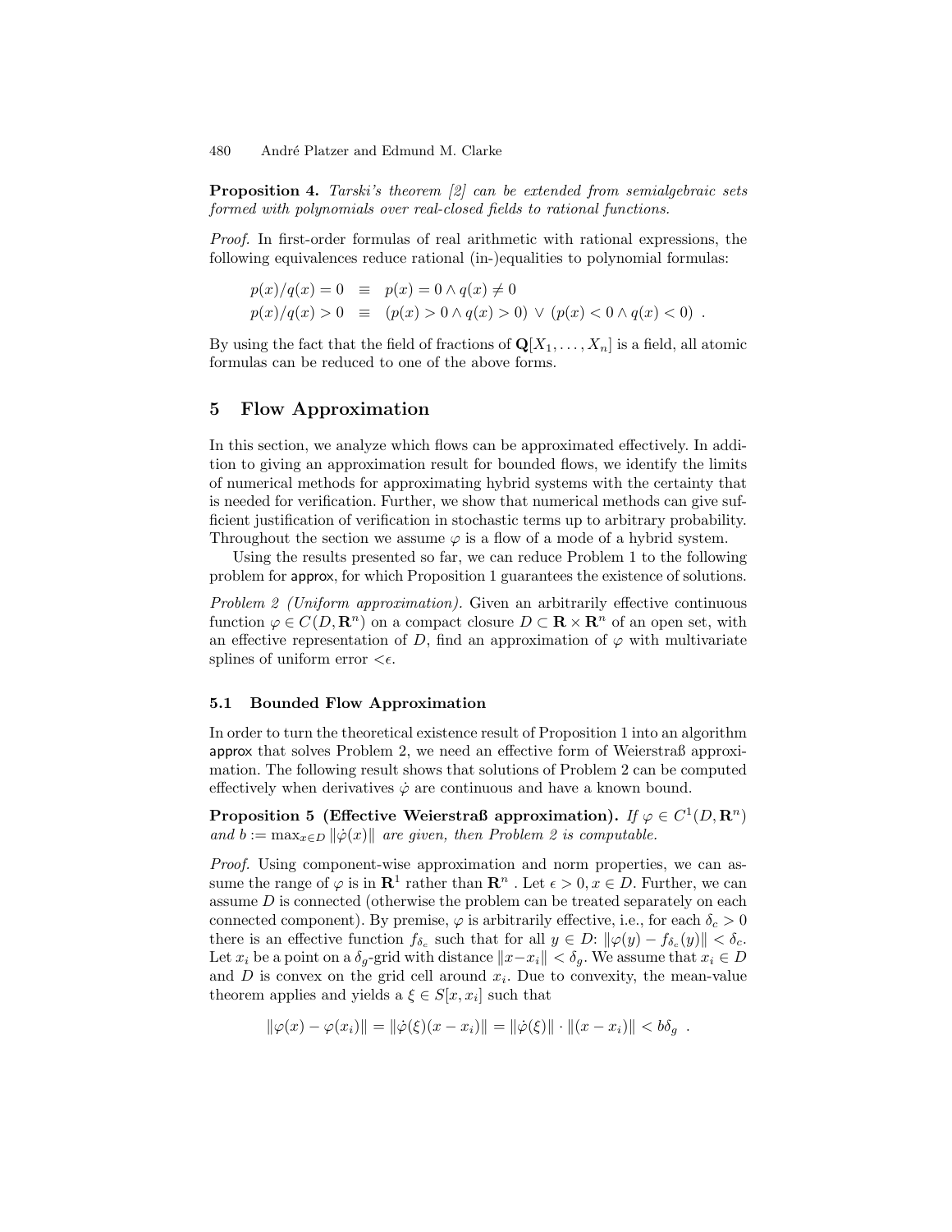**Proposition 4.** *Tarski's theorem [2] can be extended from semialgebraic sets formed with polynomials over real-closed fields to rational functions.*

*Proof.* In first-order formulas of real arithmetic with rational expressions, the following equivalences reduce rational (in-)equalities to polynomial formulas:

$$p(x)/q(x) = 0 \quad \equiv \quad p(x) = 0 \wedge q(x) \neq 0$$
$$p(x)/q(x) > 0 \quad \equiv \quad (p(x) > 0 \wedge q(x) > 0) \vee (p(x) < 0 \wedge q(x) < 0) \ .$$

By using the fact that the field of fractions of $\mathbf{Q}[X_1, \dots, X_n]$ is a field, all atomic formulas can be reduced to one of the above forms.

## 5 Flow Approximation

In this section, we analyze which flows can be approximated effectively. In addition to giving an approximation result for bounded flows, we identify the limits of numerical methods for approximating hybrid systems with the certainty that is needed for verification. Further, we show that numerical methods can give sufficient justification of verification in stochastic terms up to arbitrary probability. Throughout the section we assume $\varphi$ is a flow of a mode of a hybrid system.

Using the results presented so far, we can reduce Problem 1 to the following problem for approx, for which Proposition 1 guarantees the existence of solutions.

*Problem 2 (Uniform approximation).* Given an arbitrarily effective continuous function $\varphi \in C(D, \mathbf{R}^n)$ on a compact closure $D \subset \mathbf{R} \times \mathbf{R}^n$ of an open set, with an effective representation of $D$, find an approximation of $\varphi$ with multivariate splines of uniform error $<\epsilon$.

### 5.1 Bounded Flow Approximation

In order to turn the theoretical existence result of Proposition 1 into an algorithm approx that solves Problem 2, we need an effective form of Weierstraß approximation. The following result shows that solutions of Problem 2 can be computed effectively when derivatives $\dot{\varphi}$ are continuous and have a known bound.

**Proposition 5 (Effective Weierstraß approximation).** *If $\varphi \in C^1(D, \mathbf{R}^n)$ and $b := \max_{x \in D} \|\dot{\varphi}(x)\|$ are given, then Problem 2 is computable.*

*Proof.* Using component-wise approximation and norm properties, we can assume the range of $\varphi$ is in $\mathbf{R}^1$ rather than $\mathbf{R}^n$ . Let $\epsilon > 0, x \in D$. Further, we can assume $D$ is connected (otherwise the problem can be treated separately on each connected component). By premise, $\varphi$ is arbitrarily effective, i.e., for each $\delta_c > 0$ there is an effective function $f_{\delta_c}$ such that for all $y \in D$: $\|\varphi(y) - f_{\delta_c}(y)\| < \delta_c$. Let $x_i$ be a point on a $\delta_g$-grid with distance $\|x - x_i\| < \delta_g$. We assume that $x_i \in D$ and $D$ is convex on the grid cell around $x_i$. Due to convexity, the mean-value theorem applies and yields a $\xi \in S[x, x_i]$ such that

$$\|\varphi(x) - \varphi(x_i)\| = \|\dot{\varphi}(\xi)(x - x_i)\| = \|\dot{\varphi}(\xi)\| \cdot \|(x - x_i)\| < b\delta_g \ .$$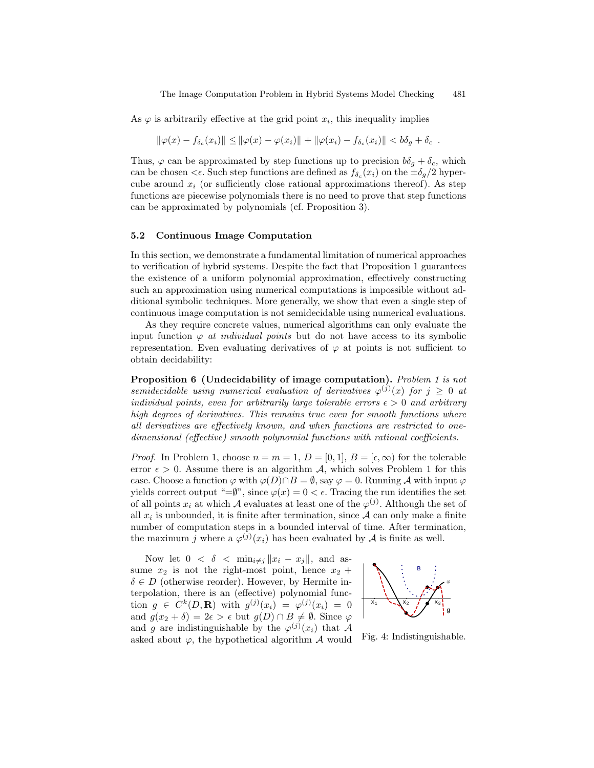As $\varphi$ is arbitrarily effective at the grid point $x_i$, this inequality implies

$$\|\varphi(x) - f_{\delta_c}(x_i)\| \leq \|\varphi(x) - \varphi(x_i)\| + \|\varphi(x_i) - f_{\delta_c}(x_i)\| < b\delta_g + \delta_c \ .$$

Thus, $\varphi$ can be approximated by step functions up to precision $b\delta_g + \delta_c$, which can be chosen $<\epsilon$. Such step functions are defined as $f_{\delta_c}(x_i)$ on the $\pm\delta_g/2$ hypercube around $x_i$ (or sufficiently close rational approximations thereof). As step functions are piecewise polynomials there is no need to prove that step functions can be approximated by polynomials (cf. Proposition 3).

### 5.2 Continuous Image Computation

In this section, we demonstrate a fundamental limitation of numerical approaches to verification of hybrid systems. Despite the fact that Proposition 1 guarantees the existence of a uniform polynomial approximation, effectively constructing such an approximation using numerical computations is impossible without additional symbolic techniques. More generally, we show that even a single step of continuous image computation is not semidecidable using numerical evaluations.

As they require concrete values, numerical algorithms can only evaluate the input function $\varphi$ *at individual points* but do not have access to its symbolic representation. Even evaluating derivatives of $\varphi$ at points is not sufficient to obtain decidability:

**Proposition 6 (Undecidability of image computation).** *Problem 1 is not semidecidable using numerical evaluation of derivatives $\varphi^{(j)}(x)$ for $j \geq 0$ at individual points, even for arbitrarily large tolerable errors $\epsilon > 0$ and arbitrary high degrees of derivatives. This remains true even for smooth functions where all derivatives are effectively known, and when functions are restricted to one-dimensional (effective) smooth polynomial functions with rational coefficients.*

*Proof.* In Problem 1, choose $n = m = 1$, $D = [0, 1]$, $B = [\epsilon, \infty)$ for the tolerable error $\epsilon > 0$. Assume there is an algorithm $\mathcal{A}$, which solves Problem 1 for this case. Choose a function $\varphi$ with $\varphi(D) \cap B = \emptyset$, say $\varphi = 0$. Running $\mathcal{A}$ with input $\varphi$ yields correct output "$=\emptyset$", since $\varphi(x) = 0 < \epsilon$. Tracing the run identifies the set of all points $x_i$ at which $\mathcal{A}$ evaluates at least one of the $\varphi^{(j)}$. Although the set of all $x_i$ is unbounded, it is finite after termination, since $\mathcal{A}$ can only make a finite number of computation steps in a bounded interval of time. After termination, the maximum $j$ where a $\varphi^{(j)}(x_i)$ has been evaluated by $\mathcal{A}$ is finite as well.

Now let $0 < \delta < \min_{i \neq j} \|x_i - x_j\|$, and assume $x_2$ is not the right-most point, hence $x_2 + \delta \in D$ (otherwise reorder). However, by Hermite interpolation, there is an (effective) polynomial function $g \in C^k(D, \mathbf{R})$ with $g^{(j)}(x_i) = \varphi^{(j)}(x_i) = 0$ and $g(x_2 + \delta) = 2\epsilon > \epsilon$ but $g(D) \cap B \neq \emptyset$. Since $\varphi$ and $g$ are indistinguishable by the $\varphi^{(j)}(x_i)$ that $\mathcal{A}$ asked about $\varphi$, the hypothetical algorithm $\mathcal{A}$ would

Fig. 4: Indistinguishable.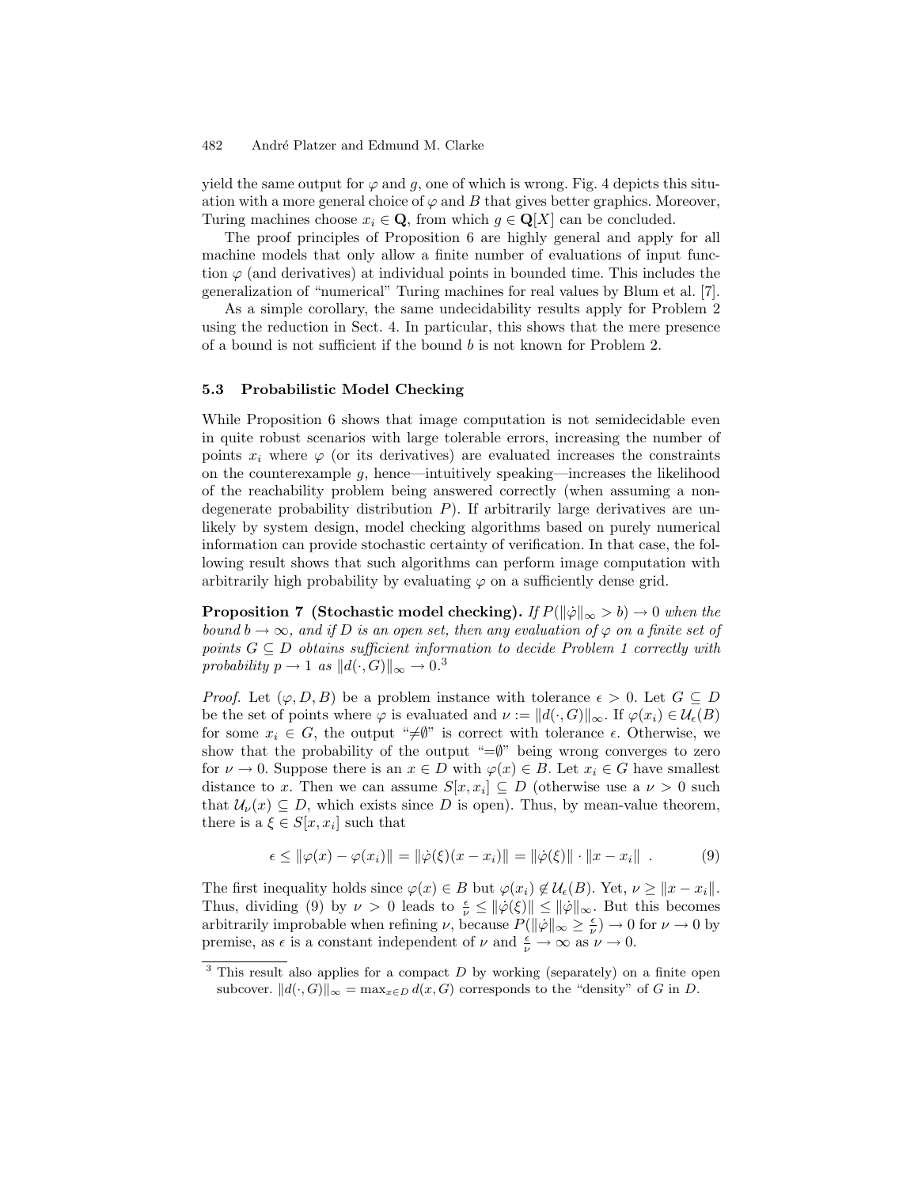yield the same output for $\varphi$ and $g$, one of which is wrong. Fig. 4 depicts this situation with a more general choice of $\varphi$ and $B$ that gives better graphics. Moreover, Turing machines choose $x_i \in \mathbf{Q}$, from which $g \in \mathbf{Q}[X]$ can be concluded.

The proof principles of Proposition 6 are highly general and apply for all machine models that only allow a finite number of evaluations of input function $\varphi$ (and derivatives) at individual points in bounded time. This includes the generalization of "numerical" Turing machines for real values by Blum et al. [7].

As a simple corollary, the same undecidability results apply for Problem 2 using the reduction in Sect. 4. In particular, this shows that the mere presence of a bound is not sufficient if the bound $b$ is not known for Problem 2.

### 5.3 Probabilistic Model Checking

While Proposition 6 shows that image computation is not semidecidable even in quite robust scenarios with large tolerable errors, increasing the number of points $x_i$ where $\varphi$ (or its derivatives) are evaluated increases the constraints on the counterexample $g$, hence—intuitively speaking—increases the likelihood of the reachability problem being answered correctly (when assuming a non-degenerate probability distribution $P$). If arbitrarily large derivatives are unlikely by system design, model checking algorithms based on purely numerical information can provide stochastic certainty of verification. In that case, the following result shows that such algorithms can perform image computation with arbitrarily high probability by evaluating $\varphi$ on a sufficiently dense grid.

**Proposition 7 (Stochastic model checking).** *If $P(\|\dot{\varphi}\|_\infty > b) \to 0$ when the bound $b \to \infty$, and if $D$ is an open set, then any evaluation of $\varphi$ on a finite set of points $G \subseteq D$ obtains sufficient information to decide Problem 1 correctly with probability $p \to 1$ as $\|d(\cdot, G)\|_\infty \to 0$.*[3]

*Proof.* Let $(\varphi, D, B)$ be a problem instance with tolerance $\epsilon > 0$. Let $G \subseteq D$ be the set of points where $\varphi$ is evaluated and $\nu := \|d(\cdot, G)\|_\infty$. If $\varphi(x_i) \in \mathcal{U}_\epsilon(B)$ for some $x_i \in G$, the output "$\neq\emptyset$" is correct with tolerance $\epsilon$. Otherwise, we show that the probability of the output "$=\emptyset$" being wrong converges to zero for $\nu \to 0$. Suppose there is an $x \in D$ with $\varphi(x) \in B$. Let $x_i \in G$ have smallest distance to $x$. Then we can assume $S[x, x_i] \subseteq D$ (otherwise use a $\nu > 0$ such that $\mathcal{U}_\nu(x) \subseteq D$, which exists since $D$ is open). Thus, by mean-value theorem, there is a $\xi \in S[x, x_i]$ such that

$$\epsilon \leq \|\varphi(x) - \varphi(x_i)\| = \|\dot{\varphi}(\xi)(x - x_i)\| = \|\dot{\varphi}(\xi)\| \cdot \|x - x_i\| \ . \tag{9}$$

The first inequality holds since $\varphi(x) \in B$ but $\varphi(x_i) \notin \mathcal{U}_\epsilon(B)$. Yet, $\nu \geq \|x - x_i\|$. Thus, dividing (9) by $\nu > 0$ leads to $\frac{\epsilon}{\nu} \leq \|\dot{\varphi}(\xi)\| \leq \|\dot{\varphi}\|_\infty$. But this becomes arbitrarily improbable when refining $\nu$, because $P(\|\dot{\varphi}\|_\infty \geq \frac{\epsilon}{\nu}) \to 0$ for $\nu \to 0$ by premise, as $\epsilon$ is a constant independent of $\nu$ and $\frac{\epsilon}{\nu} \to \infty$ as $\nu \to 0$.

[3] This result also applies for a compact $D$ by working (separately) on a finite open subcover. $\|d(\cdot, G)\|_\infty = \max_{x \in D} d(x, G)$ corresponds to the "density" of $G$ in $D$.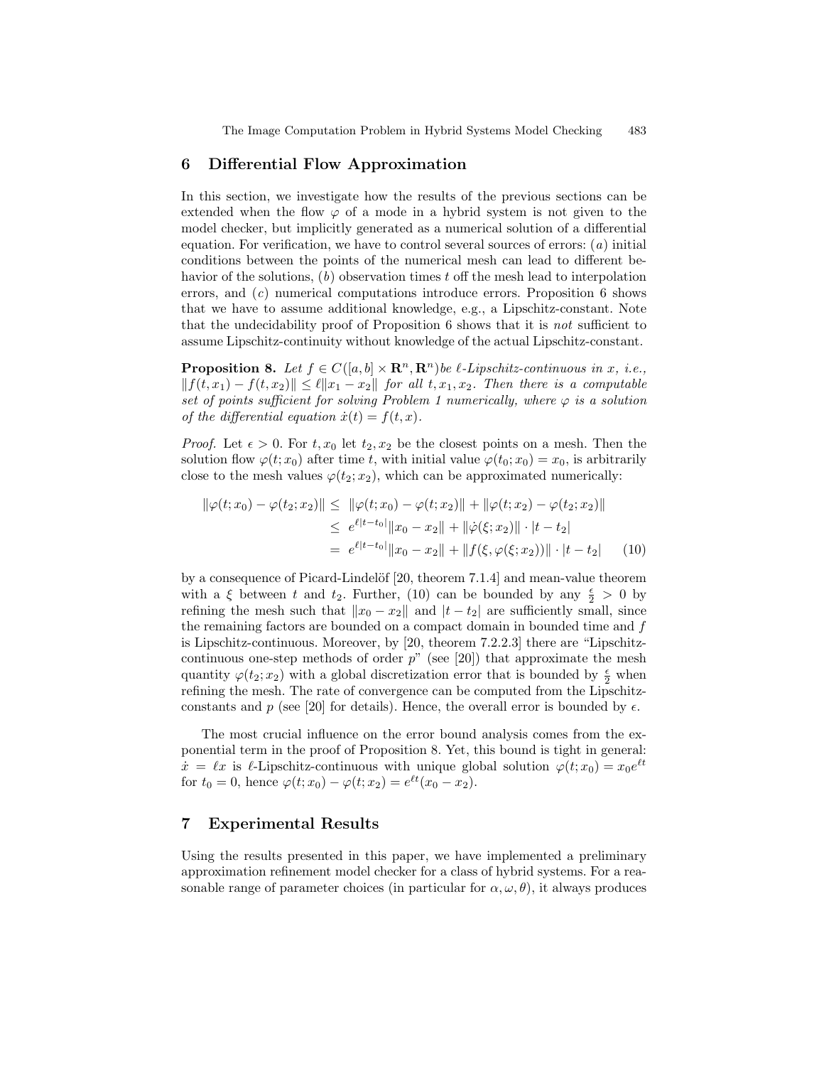## 6 Differential Flow Approximation

In this section, we investigate how the results of the previous sections can be extended when the flow $\varphi$ of a mode in a hybrid system is not given to the model checker, but implicitly generated as a numerical solution of a differential equation. For verification, we have to control several sources of errors: $(a)$ initial conditions between the points of the numerical mesh can lead to different behavior of the solutions, $(b)$ observation times $t$ off the mesh lead to interpolation errors, and $(c)$ numerical computations introduce errors. Proposition 6 shows that we have to assume additional knowledge, e.g., a Lipschitz-constant. Note that the undecidability proof of Proposition 6 shows that it is *not* sufficient to assume Lipschitz-continuity without knowledge of the actual Lipschitz-constant.

**Proposition 8.** *Let $f \in C([a,b] \times \mathbf{R}^n, \mathbf{R}^n)$ be $\ell$-Lipschitz-continuous in $x$, i.e., $\|f(t,x_1) - f(t,x_2)\| \leq \ell \|x_1 - x_2\|$ for all $t, x_1, x_2$. Then there is a computable set of points sufficient for solving Problem 1 numerically, where $\varphi$ is a solution of the differential equation $\dot{x}(t) = f(t,x)$.*

*Proof.* Let $\epsilon > 0$. For $t, x_0$ let $t_2, x_2$ be the closest points on a mesh. Then the solution flow $\varphi(t; x_0)$ after time $t$, with initial value $\varphi(t_0; x_0) = x_0$, is arbitrarily close to the mesh values $\varphi(t_2; x_2)$, which can be approximated numerically:

$$
\begin{aligned}
\|\varphi(t;x_0) - \varphi(t_2;x_2)\| &\leq \|\varphi(t;x_0) - \varphi(t;x_2)\| + \|\varphi(t;x_2) - \varphi(t_2;x_2)\| \\
&\leq e^{\ell|t-t_0|}\|x_0 - x_2\| + \|\dot{\varphi}(\xi;x_2)\| \cdot |t - t_2| \\
&= e^{\ell|t-t_0|}\|x_0 - x_2\| + \|f(\xi, \varphi(\xi;x_2))\| \cdot |t - t_2| \qquad (10)
\end{aligned}
$$

by a consequence of Picard-Lindelöf [20, theorem 7.1.4] and mean-value theorem with a $\xi$ between $t$ and $t_2$. Further, (10) can be bounded by any $\frac{\epsilon}{2} > 0$ by refining the mesh such that $\|x_0 - x_2\|$ and $|t - t_2|$ are sufficiently small, since the remaining factors are bounded on a compact domain in bounded time and $f$ is Lipschitz-continuous. Moreover, by [20, theorem 7.2.2.3] there are "Lipschitz-continuous one-step methods of order $p$" (see [20]) that approximate the mesh quantity $\varphi(t_2; x_2)$ with a global discretization error that is bounded by $\frac{\epsilon}{2}$ when refining the mesh. The rate of convergence can be computed from the Lipschitz-constants and $p$ (see [20] for details). Hence, the overall error is bounded by $\epsilon$.

The most crucial influence on the error bound analysis comes from the exponential term in the proof of Proposition 8. Yet, this bound is tight in general: $\dot{x} = \ell x$ is $\ell$-Lipschitz-continuous with unique global solution $\varphi(t; x_0) = x_0 e^{\ell t}$ for $t_0 = 0$, hence $\varphi(t; x_0) - \varphi(t; x_2) = e^{\ell t}(x_0 - x_2)$.

## 7 Experimental Results

Using the results presented in this paper, we have implemented a preliminary approximation refinement model checker for a class of hybrid systems. For a reasonable range of parameter choices (in particular for $\alpha, \omega, \theta$), it always produces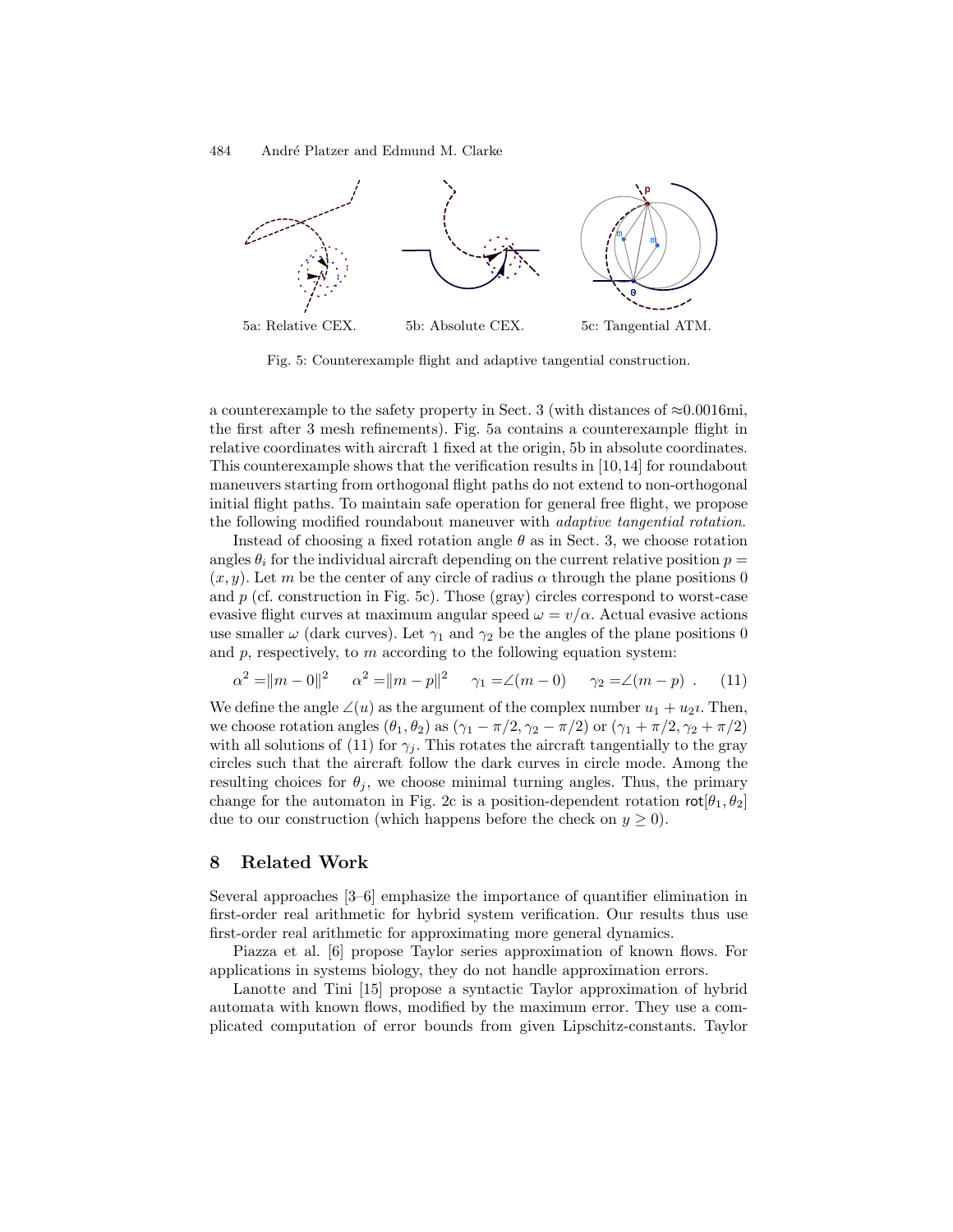5a: Relative CEX. 5b: Absolute CEX. 5c: Tangential ATM.

Fig. 5: Counterexample flight and adaptive tangential construction.

a counterexample to the safety property in Sect. 3 (with distances of $\approx$0.0016mi, the first after 3 mesh refinements). Fig. 5a contains a counterexample flight in relative coordinates with aircraft 1 fixed at the origin, 5b in absolute coordinates. This counterexample shows that the verification results in [10,14] for roundabout maneuvers starting from orthogonal flight paths do not extend to non-orthogonal initial flight paths. To maintain safe operation for general free flight, we propose the following modified roundabout maneuver with *adaptive tangential rotation*.

Instead of choosing a fixed rotation angle $\theta$ as in Sect. 3, we choose rotation angles $\theta_i$ for the individual aircraft depending on the current relative position $p = (x, y)$. Let $m$ be the center of any circle of radius $\alpha$ through the plane positions 0 and $p$ (cf. construction in Fig. 5c). Those (gray) circles correspond to worst-case evasive flight curves at maximum angular speed $\omega = v/\alpha$. Actual evasive actions use smaller $\omega$ (dark curves). Let $\gamma_1$ and $\gamma_2$ be the angles of the plane positions 0 and $p$, respectively, to $m$ according to the following equation system:

$$\alpha^2 = \|m - 0\|^2 \qquad \alpha^2 = \|m - p\|^2 \qquad \gamma_1 = \angle(m - 0) \qquad \gamma_2 = \angle(m - p) \ . \qquad (11)$$

We define the angle $\angle(u)$ as the argument of the complex number $u_1 + u_2\imath$. Then, we choose rotation angles $(\theta_1, \theta_2)$ as $(\gamma_1 - \pi/2, \gamma_2 - \pi/2)$ or $(\gamma_1 + \pi/2, \gamma_2 + \pi/2)$ with all solutions of (11) for $\gamma_j$. This rotates the aircraft tangentially to the gray circles such that the aircraft follow the dark curves in circle mode. Among the resulting choices for $\theta_j$, we choose minimal turning angles. Thus, the primary change for the automaton in Fig. 2c is a position-dependent rotation $\mathsf{rot}[\theta_1, \theta_2]$ due to our construction (which happens before the check on $y \geq 0$).

## 8 Related Work

Several approaches [3–6] emphasize the importance of quantifier elimination in first-order real arithmetic for hybrid system verification. Our results thus use first-order real arithmetic for approximating more general dynamics.

Piazza et al. [6] propose Taylor series approximation of known flows. For applications in systems biology, they do not handle approximation errors.

Lanotte and Tini [15] propose a syntactic Taylor approximation of hybrid automata with known flows, modified by the maximum error. They use a complicated computation of error bounds from given Lipschitz-constants. Taylor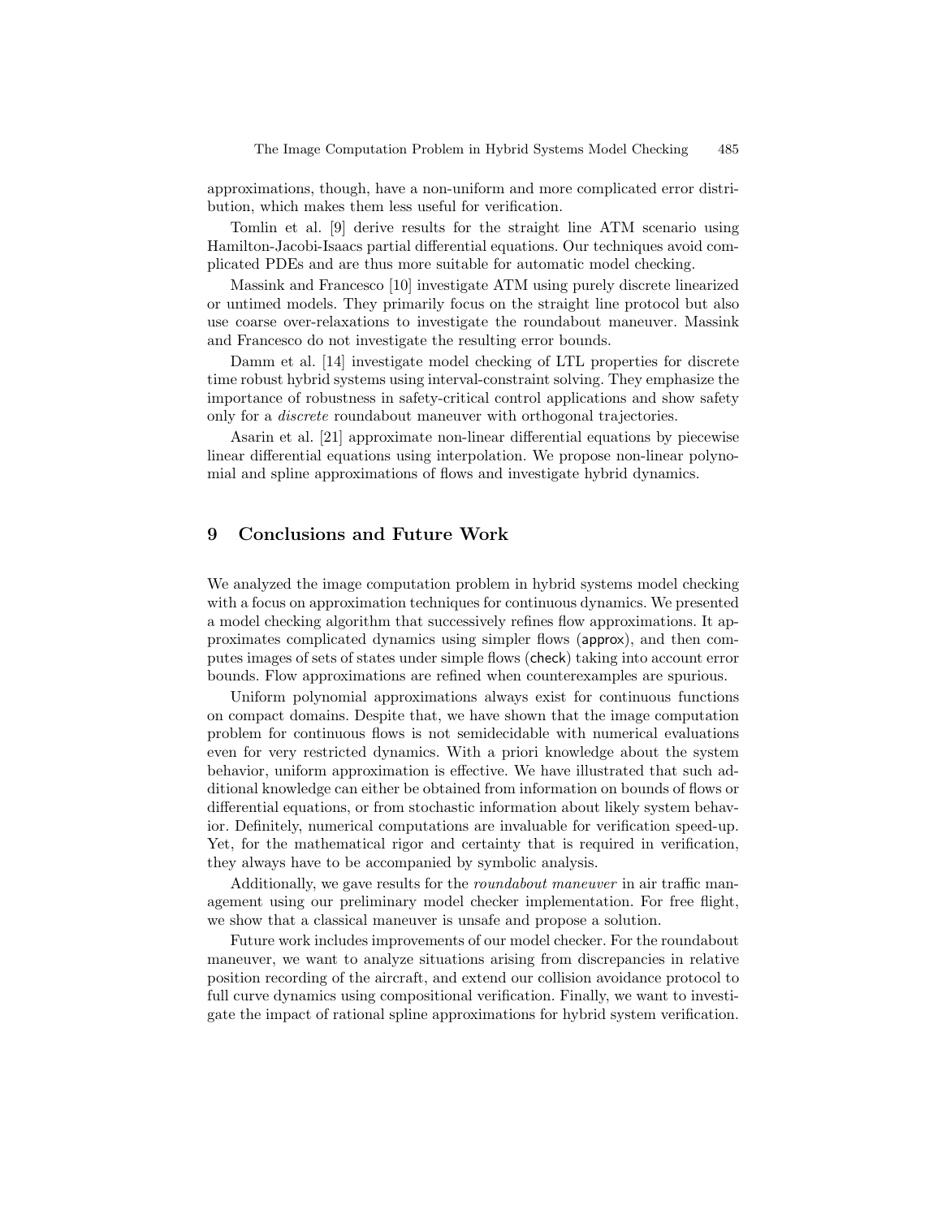approximations, though, have a non-uniform and more complicated error distribution, which makes them less useful for verification.

Tomlin et al. [9] derive results for the straight line ATM scenario using Hamilton-Jacobi-Isaacs partial differential equations. Our techniques avoid complicated PDEs and are thus more suitable for automatic model checking.

Massink and Francesco [10] investigate ATM using purely discrete linearized or untimed models. They primarily focus on the straight line protocol but also use coarse over-relaxations to investigate the roundabout maneuver. Massink and Francesco do not investigate the resulting error bounds.

Damm et al. [14] investigate model checking of LTL properties for discrete time robust hybrid systems using interval-constraint solving. They emphasize the importance of robustness in safety-critical control applications and show safety only for a *discrete* roundabout maneuver with orthogonal trajectories.

Asarin et al. [21] approximate non-linear differential equations by piecewise linear differential equations using interpolation. We propose non-linear polynomial and spline approximations of flows and investigate hybrid dynamics.

## 9 Conclusions and Future Work

We analyzed the image computation problem in hybrid systems model checking with a focus on approximation techniques for continuous dynamics. We presented a model checking algorithm that successively refines flow approximations. It approximates complicated dynamics using simpler flows (approx), and then computes images of sets of states under simple flows (check) taking into account error bounds. Flow approximations are refined when counterexamples are spurious.

Uniform polynomial approximations always exist for continuous functions on compact domains. Despite that, we have shown that the image computation problem for continuous flows is not semidecidable with numerical evaluations even for very restricted dynamics. With a priori knowledge about the system behavior, uniform approximation is effective. We have illustrated that such additional knowledge can either be obtained from information on bounds of flows or differential equations, or from stochastic information about likely system behavior. Definitely, numerical computations are invaluable for verification speed-up. Yet, for the mathematical rigor and certainty that is required in verification, they always have to be accompanied by symbolic analysis.

Additionally, we gave results for the *roundabout maneuver* in air traffic management using our preliminary model checker implementation. For free flight, we show that a classical maneuver is unsafe and propose a solution.

Future work includes improvements of our model checker. For the roundabout maneuver, we want to analyze situations arising from discrepancies in relative position recording of the aircraft, and extend our collision avoidance protocol to full curve dynamics using compositional verification. Finally, we want to investigate the impact of rational spline approximations for hybrid system verification.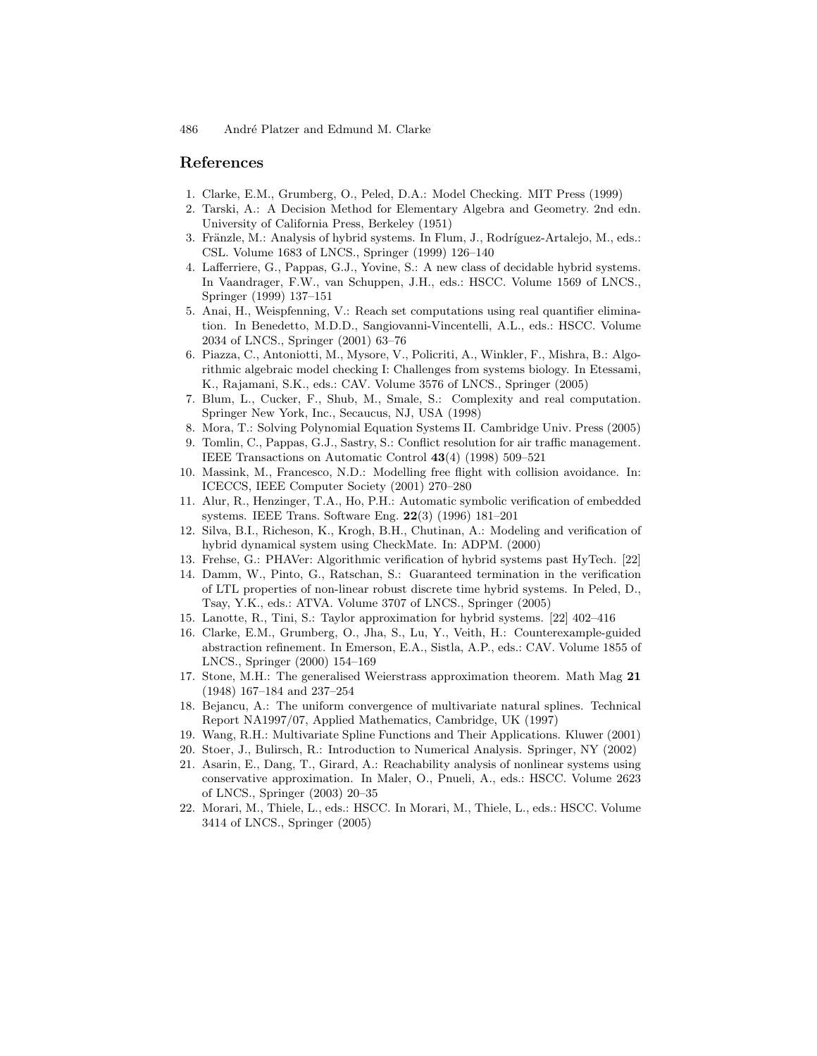## References

1. Clarke, E.M., Grumberg, O., Peled, D.A.: Model Checking. MIT Press (1999)
2. Tarski, A.: A Decision Method for Elementary Algebra and Geometry. 2nd edn. University of California Press, Berkeley (1951)
3. Fränzle, M.: Analysis of hybrid systems. In Flum, J., Rodríguez-Artalejo, M., eds.: CSL. Volume 1683 of LNCS., Springer (1999) 126–140
4. Lafferriere, G., Pappas, G.J., Yovine, S.: A new class of decidable hybrid systems. In Vaandrager, F.W., van Schuppen, J.H., eds.: HSCC. Volume 1569 of LNCS., Springer (1999) 137–151
5. Anai, H., Weispfenning, V.: Reach set computations using real quantifier elimination. In Benedetto, M.D.D., Sangiovanni-Vincentelli, A.L., eds.: HSCC. Volume 2034 of LNCS., Springer (2001) 63–76
6. Piazza, C., Antoniotti, M., Mysore, V., Policriti, A., Winkler, F., Mishra, B.: Algorithmic algebraic model checking I: Challenges from systems biology. In Etessami, K., Rajamani, S.K., eds.: CAV. Volume 3576 of LNCS., Springer (2005)
7. Blum, L., Cucker, F., Shub, M., Smale, S.: Complexity and real computation. Springer New York, Inc., Secaucus, NJ, USA (1998)
8. Mora, T.: Solving Polynomial Equation Systems II. Cambridge Univ. Press (2005)
9. Tomlin, C., Pappas, G.J., Sastry, S.: Conflict resolution for air traffic management. IEEE Transactions on Automatic Control **43**(4) (1998) 509–521
10. Massink, M., Francesco, N.D.: Modelling free flight with collision avoidance. In: ICECCS, IEEE Computer Society (2001) 270–280
11. Alur, R., Henzinger, T.A., Ho, P.H.: Automatic symbolic verification of embedded systems. IEEE Trans. Software Eng. **22**(3) (1996) 181–201
12. Silva, B.I., Richeson, K., Krogh, B.H., Chutinan, A.: Modeling and verification of hybrid dynamical system using CheckMate. In: ADPM. (2000)
13. Frehse, G.: PHAVer: Algorithmic verification of hybrid systems past HyTech. [22]
14. Damm, W., Pinto, G., Ratschan, S.: Guaranteed termination in the verification of LTL properties of non-linear robust discrete time hybrid systems. In Peled, D., Tsay, Y.K., eds.: ATVA. Volume 3707 of LNCS., Springer (2005)
15. Lanotte, R., Tini, S.: Taylor approximation for hybrid systems. [22] 402–416
16. Clarke, E.M., Grumberg, O., Jha, S., Lu, Y., Veith, H.: Counterexample-guided abstraction refinement. In Emerson, E.A., Sistla, A.P., eds.: CAV. Volume 1855 of LNCS., Springer (2000) 154–169
17. Stone, M.H.: The generalised Weierstrass approximation theorem. Math Mag **21** (1948) 167–184 and 237–254
18. Bejancu, A.: The uniform convergence of multivariate natural splines. Technical Report NA1997/07, Applied Mathematics, Cambridge, UK (1997)
19. Wang, R.H.: Multivariate Spline Functions and Their Applications. Kluwer (2001)
20. Stoer, J., Bulirsch, R.: Introduction to Numerical Analysis. Springer, NY (2002)
21. Asarin, E., Dang, T., Girard, A.: Reachability analysis of nonlinear systems using conservative approximation. In Maler, O., Pnueli, A., eds.: HSCC. Volume 2623 of LNCS., Springer (2003) 20–35
22. Morari, M., Thiele, L., eds.: HSCC. In Morari, M., Thiele, L., eds.: HSCC. Volume 3414 of LNCS., Springer (2005)